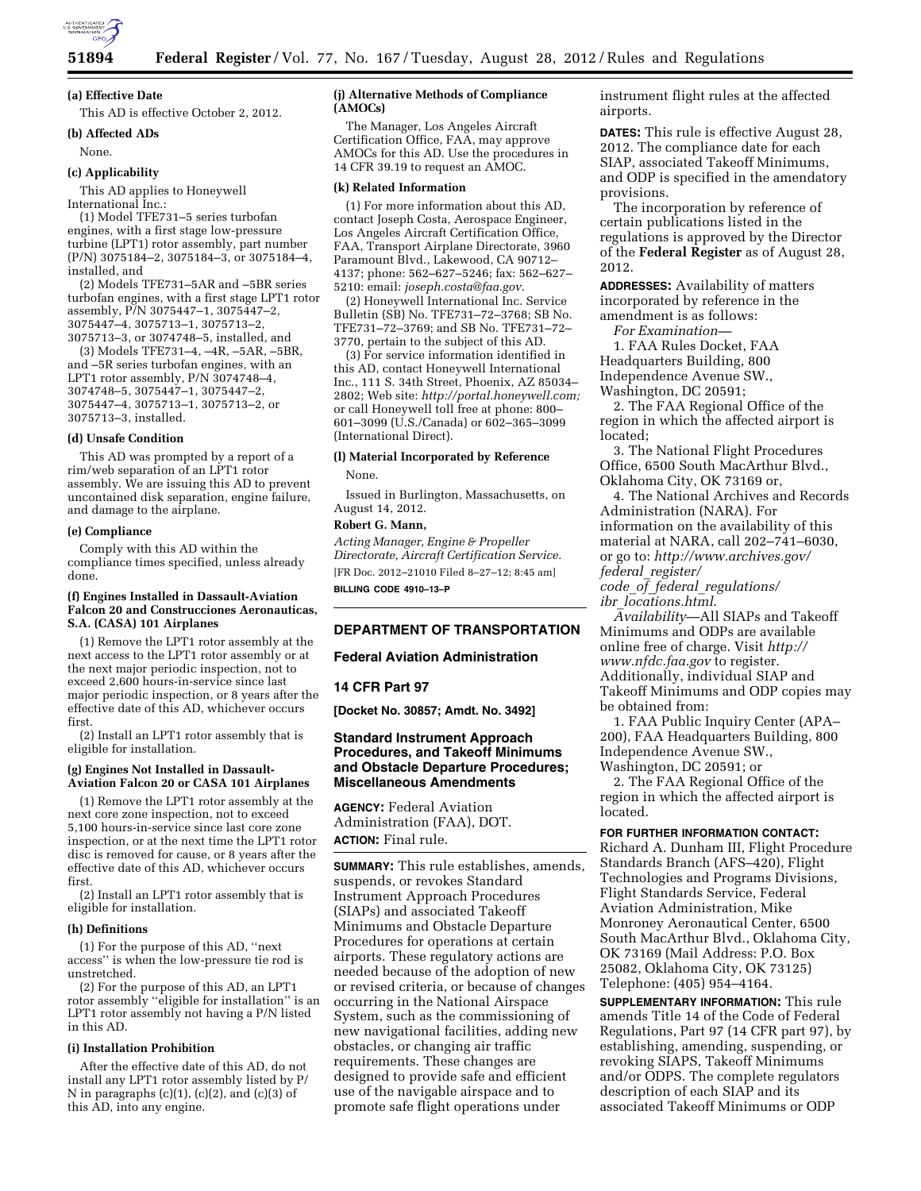**(a) Effective Date**

This AD is effective October 2, 2012.

**(b) Affected ADs**

None.

**(c) Applicability**

This AD applies to Honeywell International Inc.:

(1) Model TFE731–5 series turbofan engines, with a first stage low-pressure turbine (LPT1) rotor assembly, part number (P/N) 3075184–2, 3075184–3, or 3075184–4, installed, and

(2) Models TFE731–5AR and –5BR series turbofan engines, with a first stage LPT1 rotor assembly, P/N 3075447–1, 3075447–2, 3075447–4, 3075713–1, 3075713–2, 3075713–3, or 3074748–5, installed, and

(3) Models TFE731–4, –4R, –5AR, –5BR, and –5R series turbofan engines, with an LPT1 rotor assembly, P/N 3074748–4, 3074748–5, 3075447–1, 3075447–2, 3075447–4, 3075713–1, 3075713–2, or 3075713–3, installed.

**(d) Unsafe Condition**

This AD was prompted by a report of a rim/web separation of an LPT1 rotor assembly. We are issuing this AD to prevent uncontained disk separation, engine failure, and damage to the airplane.

**(e) Compliance**

Comply with this AD within the compliance times specified, unless already done.

**(f) Engines Installed in Dassault-Aviation Falcon 20 and Construcciones Aeronauticas, S.A. (CASA) 101 Airplanes**

(1) Remove the LPT1 rotor assembly at the next access to the LPT1 rotor assembly or at the next major periodic inspection, not to exceed 2,600 hours-in-service since last major periodic inspection, or 8 years after the effective date of this AD, whichever occurs first.

(2) Install an LPT1 rotor assembly that is eligible for installation.

**(g) Engines Not Installed in Dassault-Aviation Falcon 20 or CASA 101 Airplanes**

(1) Remove the LPT1 rotor assembly at the next core zone inspection, not to exceed 5,100 hours-in-service since last core zone inspection, or at the next time the LPT1 rotor disc is removed for cause, or 8 years after the effective date of this AD, whichever occurs first.

(2) Install an LPT1 rotor assembly that is eligible for installation.

**(h) Definitions**

(1) For the purpose of this AD, ''next access'' is when the low-pressure tie rod is unstretched.

(2) For the purpose of this AD, an LPT1 rotor assembly ''eligible for installation'' is an LPT1 rotor assembly not having a P/N listed in this AD.

**(i) Installation Prohibition**

After the effective date of this AD, do not install any LPT1 rotor assembly listed by P/N in paragraphs (c)(1), (c)(2), and (c)(3) of this AD, into any engine.

**(j) Alternative Methods of Compliance (AMOCs)**

The Manager, Los Angeles Aircraft Certification Office, FAA, may approve AMOCs for this AD. Use the procedures in 14 CFR 39.19 to request an AMOC.

**(k) Related Information**

(1) For more information about this AD, contact Joseph Costa, Aerospace Engineer, Los Angeles Aircraft Certification Office, FAA, Transport Airplane Directorate, 3960 Paramount Blvd., Lakewood, CA 90712–4137; phone: 562–627–5246; fax: 562–627–5210: email: *joseph.costa@faa.gov*.

(2) Honeywell International Inc. Service Bulletin (SB) No. TFE731–72–3768; SB No. TFE731–72–3769; and SB No. TFE731–72–3770, pertain to the subject of this AD.

(3) For service information identified in this AD, contact Honeywell International Inc., 111 S. 34th Street, Phoenix, AZ 85034–2802; Web site: *http://portal.honeywell.com;* or call Honeywell toll free at phone: 800–601–3099 (U.S./Canada) or 602–365–3099 (International Direct).

**(l) Material Incorporated by Reference**

None.

Issued in Burlington, Massachusetts, on August 14, 2012.

**Robert G. Mann,**

*Acting Manager, Engine & Propeller Directorate, Aircraft Certification Service.*

[FR Doc. 2012–21010 Filed 8–27–12; 8:45 am]

**BILLING CODE 4910–13–P**

---

## DEPARTMENT OF TRANSPORTATION

## Federal Aviation Administration

## 14 CFR Part 97

**[Docket No. 30857; Amdt. No. 3492]**

## Standard Instrument Approach Procedures, and Takeoff Minimums and Obstacle Departure Procedures; Miscellaneous Amendments

**AGENCY:** Federal Aviation Administration (FAA), DOT.

**ACTION:** Final rule.

**SUMMARY:** This rule establishes, amends, suspends, or revokes Standard Instrument Approach Procedures (SIAPs) and associated Takeoff Minimums and Obstacle Departure Procedures for operations at certain airports. These regulatory actions are needed because of the adoption of new or revised criteria, or because of changes occurring in the National Airspace System, such as the commissioning of new navigational facilities, adding new obstacles, or changing air traffic requirements. These changes are designed to provide safe and efficient use of the navigable airspace and to promote safe flight operations under instrument flight rules at the affected airports.

**DATES:** This rule is effective August 28, 2012. The compliance date for each SIAP, associated Takeoff Minimums, and ODP is specified in the amendatory provisions.

The incorporation by reference of certain publications listed in the regulations is approved by the Director of the **Federal Register** as of August 28, 2012.

**ADDRESSES:** Availability of matters incorporated by reference in the amendment is as follows:

*For Examination*—

1. FAA Rules Docket, FAA Headquarters Building, 800 Independence Avenue SW., Washington, DC 20591;

2. The FAA Regional Office of the region in which the affected airport is located;

3. The National Flight Procedures Office, 6500 South MacArthur Blvd., Oklahoma City, OK 73169 or,

4. The National Archives and Records Administration (NARA). For information on the availability of this material at NARA, call 202–741–6030, or go to: *http://www.archives.gov/federal_register/code_of_federal_regulations/ibr_locations.html*.

*Availability*—All SIAPs and Takeoff Minimums and ODPs are available online free of charge. Visit *http://www.nfdc.faa.gov* to register. Additionally, individual SIAP and Takeoff Minimums and ODP copies may be obtained from:

1. FAA Public Inquiry Center (APA–200), FAA Headquarters Building, 800 Independence Avenue SW., Washington, DC 20591; or

2. The FAA Regional Office of the region in which the affected airport is located.

**FOR FURTHER INFORMATION CONTACT:** Richard A. Dunham III, Flight Procedure Standards Branch (AFS–420), Flight Technologies and Programs Divisions, Flight Standards Service, Federal Aviation Administration, Mike Monroney Aeronautical Center, 6500 South MacArthur Blvd., Oklahoma City, OK 73169 (Mail Address: P.O. Box 25082, Oklahoma City, OK 73125) Telephone: (405) 954–4164.

**SUPPLEMENTARY INFORMATION:** This rule amends Title 14 of the Code of Federal Regulations, Part 97 (14 CFR part 97), by establishing, amending, suspending, or revoking SIAPS, Takeoff Minimums and/or ODPS. The complete regulators description of each SIAP and its associated Takeoff Minimums or ODP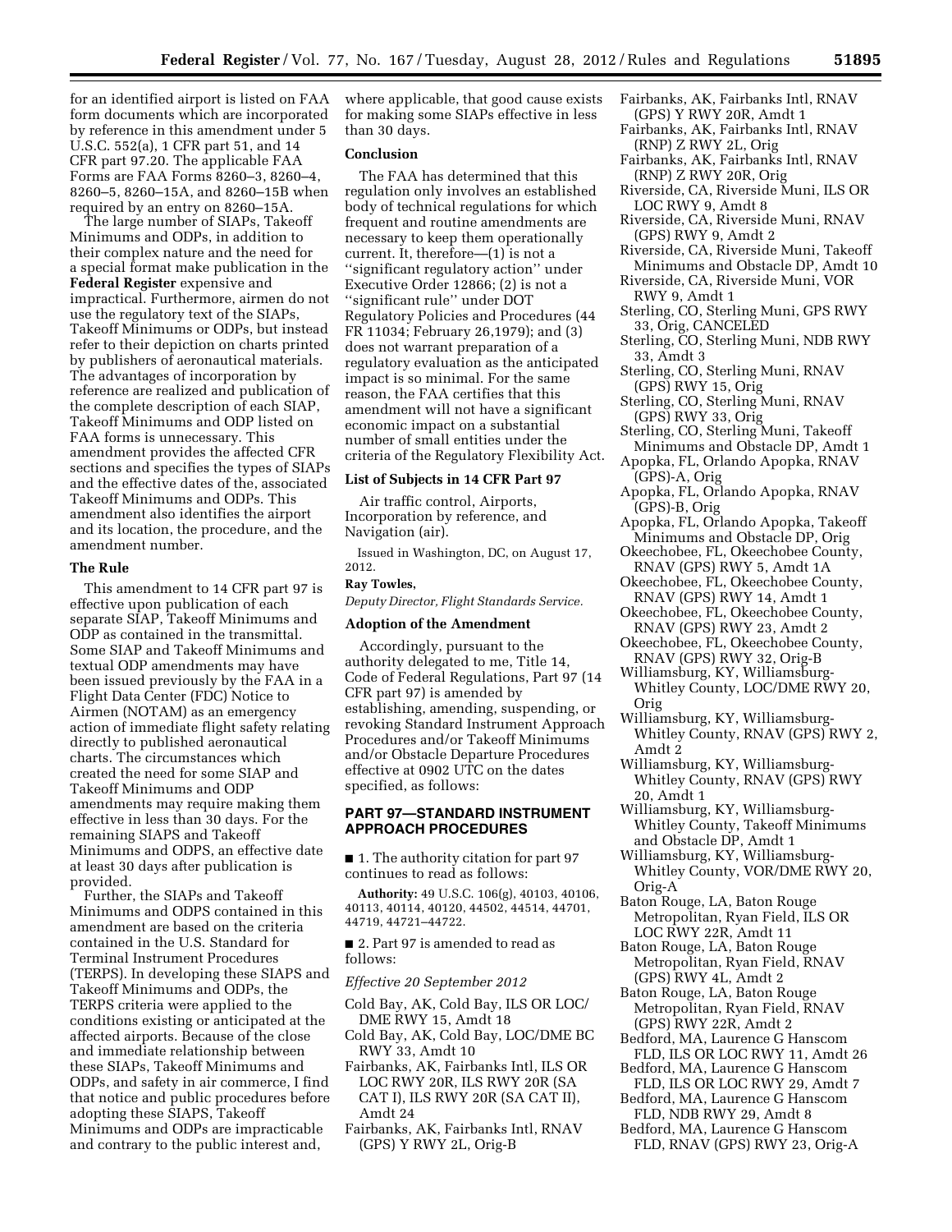for an identified airport is listed on FAA form documents which are incorporated by reference in this amendment under 5 U.S.C. 552(a), 1 CFR part 51, and 14 CFR part 97.20. The applicable FAA Forms are FAA Forms 8260–3, 8260–4, 8260–5, 8260–15A, and 8260–15B when required by an entry on 8260–15A.

The large number of SIAPs, Takeoff Minimums and ODPs, in addition to their complex nature and the need for a special format make publication in the **Federal Register** expensive and impractical. Furthermore, airmen do not use the regulatory text of the SIAPs, Takeoff Minimums or ODPs, but instead refer to their depiction on charts printed by publishers of aeronautical materials. The advantages of incorporation by reference are realized and publication of the complete description of each SIAP, Takeoff Minimums and ODP listed on FAA forms is unnecessary. This amendment provides the affected CFR sections and specifies the types of SIAPs and the effective dates of the, associated Takeoff Minimums and ODPs. This amendment also identifies the airport and its location, the procedure, and the amendment number.

### The Rule

This amendment to 14 CFR part 97 is effective upon publication of each separate SIAP, Takeoff Minimums and ODP as contained in the transmittal. Some SIAP and Takeoff Minimums and textual ODP amendments may have been issued previously by the FAA in a Flight Data Center (FDC) Notice to Airmen (NOTAM) as an emergency action of immediate flight safety relating directly to published aeronautical charts. The circumstances which created the need for some SIAP and Takeoff Minimums and ODP amendments may require making them effective in less than 30 days. For the remaining SIAPS and Takeoff Minimums and ODPS, an effective date at least 30 days after publication is provided.

Further, the SIAPs and Takeoff Minimums and ODPS contained in this amendment are based on the criteria contained in the U.S. Standard for Terminal Instrument Procedures (TERPS). In developing these SIAPS and Takeoff Minimums and ODPs, the TERPS criteria were applied to the conditions existing or anticipated at the affected airports. Because of the close and immediate relationship between these SIAPs, Takeoff Minimums and ODPs, and safety in air commerce, I find that notice and public procedures before adopting these SIAPS, Takeoff Minimums and ODPs are impracticable and contrary to the public interest and, where applicable, that good cause exists for making some SIAPs effective in less than 30 days.

### Conclusion

The FAA has determined that this regulation only involves an established body of technical regulations for which frequent and routine amendments are necessary to keep them operationally current. It, therefore—(1) is not a ''significant regulatory action'' under Executive Order 12866; (2) is not a ''significant rule'' under DOT Regulatory Policies and Procedures (44 FR 11034; February 26,1979); and (3) does not warrant preparation of a regulatory evaluation as the anticipated impact is so minimal. For the same reason, the FAA certifies that this amendment will not have a significant economic impact on a substantial number of small entities under the criteria of the Regulatory Flexibility Act.

### List of Subjects in 14 CFR Part 97

Air traffic control, Airports, Incorporation by reference, and Navigation (air).

Issued in Washington, DC, on August 17, 2012.

**Ray Towles,**

*Deputy Director, Flight Standards Service.*

### Adoption of the Amendment

Accordingly, pursuant to the authority delegated to me, Title 14, Code of Federal Regulations, Part 97 (14 CFR part 97) is amended by establishing, amending, suspending, or revoking Standard Instrument Approach Procedures and/or Takeoff Minimums and/or Obstacle Departure Procedures effective at 0902 UTC on the dates specified, as follows:

## PART 97—STANDARD INSTRUMENT APPROACH PROCEDURES

■ 1. The authority citation for part 97 continues to read as follows:

**Authority:** 49 U.S.C. 106(g), 40103, 40106, 40113, 40114, 40120, 44502, 44514, 44701, 44719, 44721–44722.

■ 2. Part 97 is amended to read as follows:

*Effective 20 September 2012*

Cold Bay, AK, Cold Bay, ILS OR LOC/DME RWY 15, Amdt 18
Cold Bay, AK, Cold Bay, LOC/DME BC RWY 33, Amdt 10
Fairbanks, AK, Fairbanks Intl, ILS OR LOC RWY 20R, ILS RWY 20R (SA CAT I), ILS RWY 20R (SA CAT II), Amdt 24
Fairbanks, AK, Fairbanks Intl, RNAV (GPS) Y RWY 2L, Orig-B
Fairbanks, AK, Fairbanks Intl, RNAV (GPS) Y RWY 20R, Amdt 1
Fairbanks, AK, Fairbanks Intl, RNAV (RNP) Z RWY 2L, Orig
Fairbanks, AK, Fairbanks Intl, RNAV (RNP) Z RWY 20R, Orig
Riverside, CA, Riverside Muni, ILS OR LOC RWY 9, Amdt 8
Riverside, CA, Riverside Muni, RNAV (GPS) RWY 9, Amdt 2
Riverside, CA, Riverside Muni, Takeoff Minimums and Obstacle DP, Amdt 10
Riverside, CA, Riverside Muni, VOR RWY 9, Amdt 1
Sterling, CO, Sterling Muni, GPS RWY 33, Orig, CANCELED
Sterling, CO, Sterling Muni, NDB RWY 33, Amdt 3
Sterling, CO, Sterling Muni, RNAV (GPS) RWY 15, Orig
Sterling, CO, Sterling Muni, RNAV (GPS) RWY 33, Orig
Sterling, CO, Sterling Muni, Takeoff Minimums and Obstacle DP, Amdt 1
Apopka, FL, Orlando Apopka, RNAV (GPS)-A, Orig
Apopka, FL, Orlando Apopka, RNAV (GPS)-B, Orig
Apopka, FL, Orlando Apopka, Takeoff Minimums and Obstacle DP, Orig
Okeechobee, FL, Okeechobee County, RNAV (GPS) RWY 5, Amdt 1A
Okeechobee, FL, Okeechobee County, RNAV (GPS) RWY 14, Amdt 1
Okeechobee, FL, Okeechobee County, RNAV (GPS) RWY 23, Amdt 2
Okeechobee, FL, Okeechobee County, RNAV (GPS) RWY 32, Orig-B
Williamsburg, KY, Williamsburg-Whitley County, LOC/DME RWY 20, Orig
Williamsburg, KY, Williamsburg-Whitley County, RNAV (GPS) RWY 2, Amdt 2
Williamsburg, KY, Williamsburg-Whitley County, RNAV (GPS) RWY 20, Amdt 1
Williamsburg, KY, Williamsburg-Whitley County, Takeoff Minimums and Obstacle DP, Amdt 1
Williamsburg, KY, Williamsburg-Whitley County, VOR/DME RWY 20, Orig-A
Baton Rouge, LA, Baton Rouge Metropolitan, Ryan Field, ILS OR LOC RWY 22R, Amdt 11
Baton Rouge, LA, Baton Rouge Metropolitan, Ryan Field, RNAV (GPS) RWY 4L, Amdt 2
Baton Rouge, LA, Baton Rouge Metropolitan, Ryan Field, RNAV (GPS) RWY 22R, Amdt 2
Bedford, MA, Laurence G Hanscom FLD, ILS OR LOC RWY 11, Amdt 26
Bedford, MA, Laurence G Hanscom FLD, ILS OR LOC RWY 29, Amdt 7
Bedford, MA, Laurence G Hanscom FLD, NDB RWY 29, Amdt 8
Bedford, MA, Laurence G Hanscom FLD, RNAV (GPS) RWY 23, Orig-A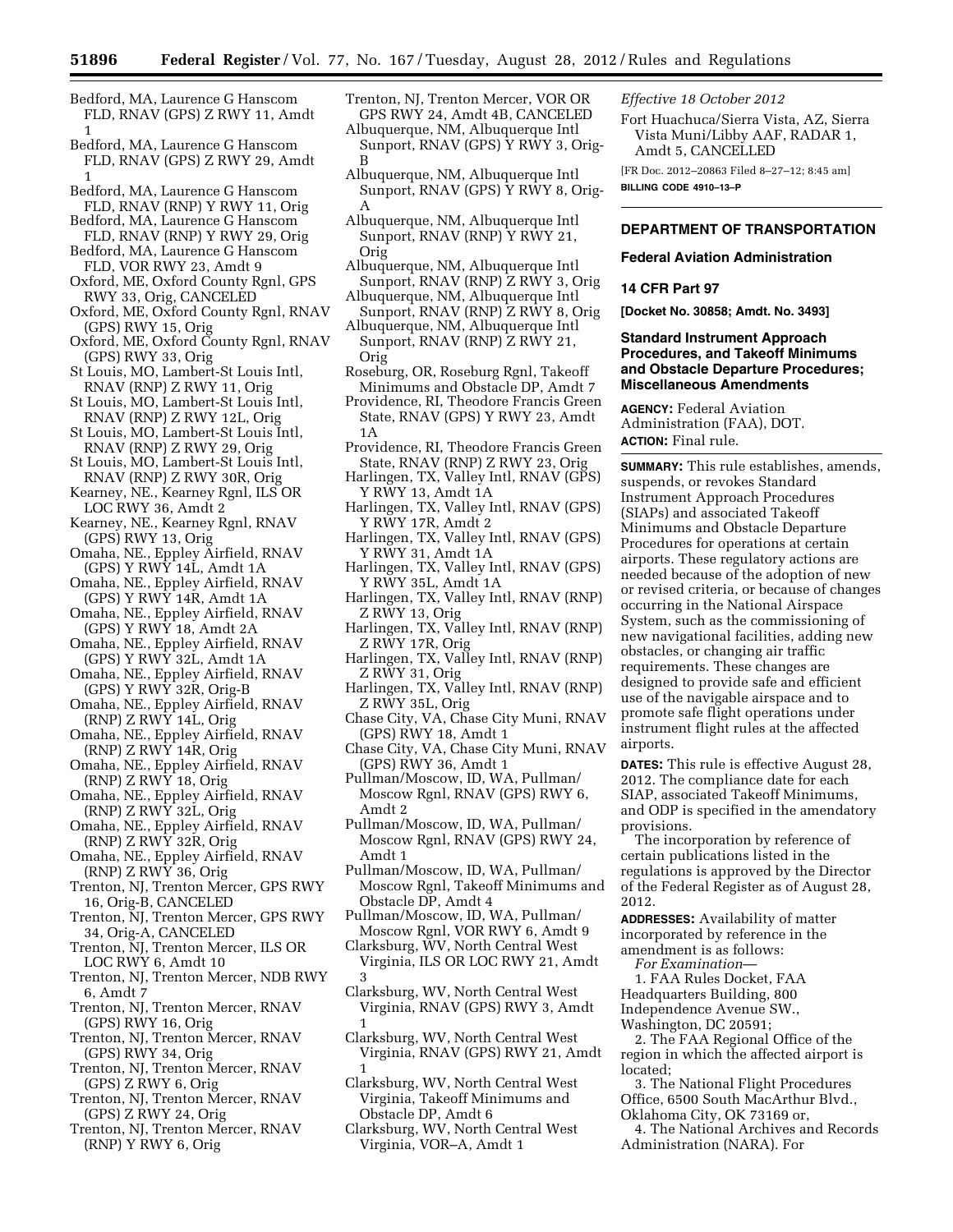Bedford, MA, Laurence G Hanscom FLD, RNAV (GPS) Z RWY 11, Amdt 1

Bedford, MA, Laurence G Hanscom FLD, RNAV (GPS) Z RWY 29, Amdt 1

Bedford, MA, Laurence G Hanscom FLD, RNAV (RNP) Y RWY 11, Orig

Bedford, MA, Laurence G Hanscom FLD, RNAV (RNP) Y RWY 29, Orig

Bedford, MA, Laurence G Hanscom FLD, VOR RWY 23, Amdt 9

Oxford, ME, Oxford County Rgnl, GPS RWY 33, Orig, CANCELED

Oxford, ME, Oxford County Rgnl, RNAV (GPS) RWY 15, Orig

Oxford, ME, Oxford County Rgnl, RNAV (GPS) RWY 33, Orig

St Louis, MO, Lambert-St Louis Intl, RNAV (RNP) Z RWY 11, Orig

St Louis, MO, Lambert-St Louis Intl, RNAV (RNP) Z RWY 12L, Orig

St Louis, MO, Lambert-St Louis Intl, RNAV (RNP) Z RWY 29, Orig

St Louis, MO, Lambert-St Louis Intl, RNAV (RNP) Z RWY 30R, Orig

Kearney, NE., Kearney Rgnl, ILS OR LOC RWY 36, Amdt 2

Kearney, NE., Kearney Rgnl, RNAV (GPS) RWY 13, Orig

Omaha, NE., Eppley Airfield, RNAV (GPS) Y RWY 14L, Amdt 1A

Omaha, NE., Eppley Airfield, RNAV (GPS) Y RWY 14R, Amdt 1A

Omaha, NE., Eppley Airfield, RNAV (GPS) Y RWY 18, Amdt 2A

Omaha, NE., Eppley Airfield, RNAV (GPS) Y RWY 32L, Amdt 1A

Omaha, NE., Eppley Airfield, RNAV (GPS) Y RWY 32R, Orig-B

Omaha, NE., Eppley Airfield, RNAV (RNP) Z RWY 14L, Orig

Omaha, NE., Eppley Airfield, RNAV (RNP) Z RWY 14R, Orig

Omaha, NE., Eppley Airfield, RNAV (RNP) Z RWY 18, Orig

Omaha, NE., Eppley Airfield, RNAV (RNP) Z RWY 32L, Orig

Omaha, NE., Eppley Airfield, RNAV (RNP) Z RWY 32R, Orig

Omaha, NE., Eppley Airfield, RNAV (RNP) Z RWY 36, Orig

Trenton, NJ, Trenton Mercer, GPS RWY 16, Orig-B, CANCELED

Trenton, NJ, Trenton Mercer, GPS RWY 34, Orig-A, CANCELED

Trenton, NJ, Trenton Mercer, ILS OR LOC RWY 6, Amdt 10

Trenton, NJ, Trenton Mercer, NDB RWY 6, Amdt 7

Trenton, NJ, Trenton Mercer, RNAV (GPS) RWY 16, Orig

Trenton, NJ, Trenton Mercer, RNAV (GPS) RWY 34, Orig

Trenton, NJ, Trenton Mercer, RNAV (GPS) Z RWY 6, Orig

Trenton, NJ, Trenton Mercer, RNAV (GPS) Z RWY 24, Orig

Trenton, NJ, Trenton Mercer, RNAV (RNP) Y RWY 6, Orig

Trenton, NJ, Trenton Mercer, VOR OR GPS RWY 24, Amdt 4B, CANCELED

Albuquerque, NM, Albuquerque Intl Sunport, RNAV (GPS) Y RWY 3, Orig-B

Albuquerque, NM, Albuquerque Intl Sunport, RNAV (GPS) Y RWY 8, Orig-A

Albuquerque, NM, Albuquerque Intl Sunport, RNAV (RNP) Y RWY 21, Orig

Albuquerque, NM, Albuquerque Intl Sunport, RNAV (RNP) Z RWY 3, Orig

Albuquerque, NM, Albuquerque Intl Sunport, RNAV (RNP) Z RWY 8, Orig

Albuquerque, NM, Albuquerque Intl Sunport, RNAV (RNP) Z RWY 21, Orig

Roseburg, OR, Roseburg Rgnl, Takeoff Minimums and Obstacle DP, Amdt 7

Providence, RI, Theodore Francis Green State, RNAV (GPS) Y RWY 23, Amdt 1A

Providence, RI, Theodore Francis Green State, RNAV (RNP) Z RWY 23, Orig

Harlingen, TX, Valley Intl, RNAV (GPS) Y RWY 13, Amdt 1A

Harlingen, TX, Valley Intl, RNAV (GPS) Y RWY 17R, Amdt 2

Harlingen, TX, Valley Intl, RNAV (GPS) Y RWY 31, Amdt 1A

Harlingen, TX, Valley Intl, RNAV (GPS) Y RWY 35L, Amdt 1A

Harlingen, TX, Valley Intl, RNAV (RNP) Z RWY 13, Orig

Harlingen, TX, Valley Intl, RNAV (RNP) Z RWY 17R, Orig

Harlingen, TX, Valley Intl, RNAV (RNP) Z RWY 31, Orig

Harlingen, TX, Valley Intl, RNAV (RNP) Z RWY 35L, Orig

Chase City, VA, Chase City Muni, RNAV (GPS) RWY 18, Amdt 1

Chase City, VA, Chase City Muni, RNAV (GPS) RWY 36, Amdt 1

Pullman/Moscow, ID, WA, Pullman/Moscow Rgnl, RNAV (GPS) RWY 6, Amdt 2

Pullman/Moscow, ID, WA, Pullman/Moscow Rgnl, RNAV (GPS) RWY 24, Amdt 1

Pullman/Moscow, ID, WA, Pullman/Moscow Rgnl, Takeoff Minimums and Obstacle DP, Amdt 4

Pullman/Moscow, ID, WA, Pullman/Moscow Rgnl, VOR RWY 6, Amdt 9

Clarksburg, WV, North Central West Virginia, ILS OR LOC RWY 21, Amdt 3

Clarksburg, WV, North Central West Virginia, RNAV (GPS) RWY 3, Amdt 1

Clarksburg, WV, North Central West Virginia, RNAV (GPS) RWY 21, Amdt 1

Clarksburg, WV, North Central West Virginia, Takeoff Minimums and Obstacle DP, Amdt 6

Clarksburg, WV, North Central West Virginia, VOR–A, Amdt 1

*Effective 18 October 2012*

Fort Huachuca/Sierra Vista, AZ, Sierra Vista Muni/Libby AAF, RADAR 1, Amdt 5, CANCELLED

[FR Doc. 2012–20863 Filed 8–27–12; 8:45 am]

**BILLING CODE 4910–13–P**

---

## DEPARTMENT OF TRANSPORTATION

### Federal Aviation Administration

### 14 CFR Part 97

**[Docket No. 30858; Amdt. No. 3493]**

### Standard Instrument Approach Procedures, and Takeoff Minimums and Obstacle Departure Procedures; Miscellaneous Amendments

**AGENCY:** Federal Aviation Administration (FAA), DOT.

**ACTION:** Final rule.

**SUMMARY:** This rule establishes, amends, suspends, or revokes Standard Instrument Approach Procedures (SIAPs) and associated Takeoff Minimums and Obstacle Departure Procedures for operations at certain airports. These regulatory actions are needed because of the adoption of new or revised criteria, or because of changes occurring in the National Airspace System, such as the commissioning of new navigational facilities, adding new obstacles, or changing air traffic requirements. These changes are designed to provide safe and efficient use of the navigable airspace and to promote safe flight operations under instrument flight rules at the affected airports.

**DATES:** This rule is effective August 28, 2012. The compliance date for each SIAP, associated Takeoff Minimums, and ODP is specified in the amendatory provisions.

The incorporation by reference of certain publications listed in the regulations is approved by the Director of the Federal Register as of August 28, 2012.

**ADDRESSES:** Availability of matter incorporated by reference in the amendment is as follows:

*For Examination*—

1. FAA Rules Docket, FAA Headquarters Building, 800 Independence Avenue SW., Washington, DC 20591;

2. The FAA Regional Office of the region in which the affected airport is located;

3. The National Flight Procedures Office, 6500 South MacArthur Blvd., Oklahoma City, OK 73169 or,

4. The National Archives and Records Administration (NARA). For